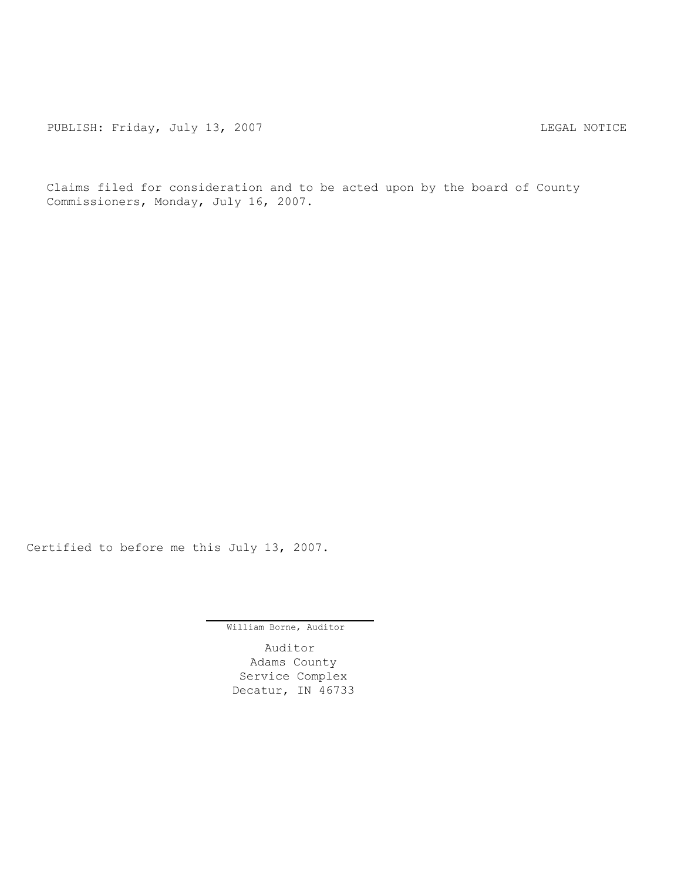PUBLISH: Friday, July 13, 2007 LEGAL NOTICE

Claims filed for consideration and to be acted upon by the board of County Commissioners, Monday, July 16, 2007.

Certified to before me this July 13, 2007.

William Borne, Auditor

Auditor
Adams County
Service Complex
Decatur, IN 46733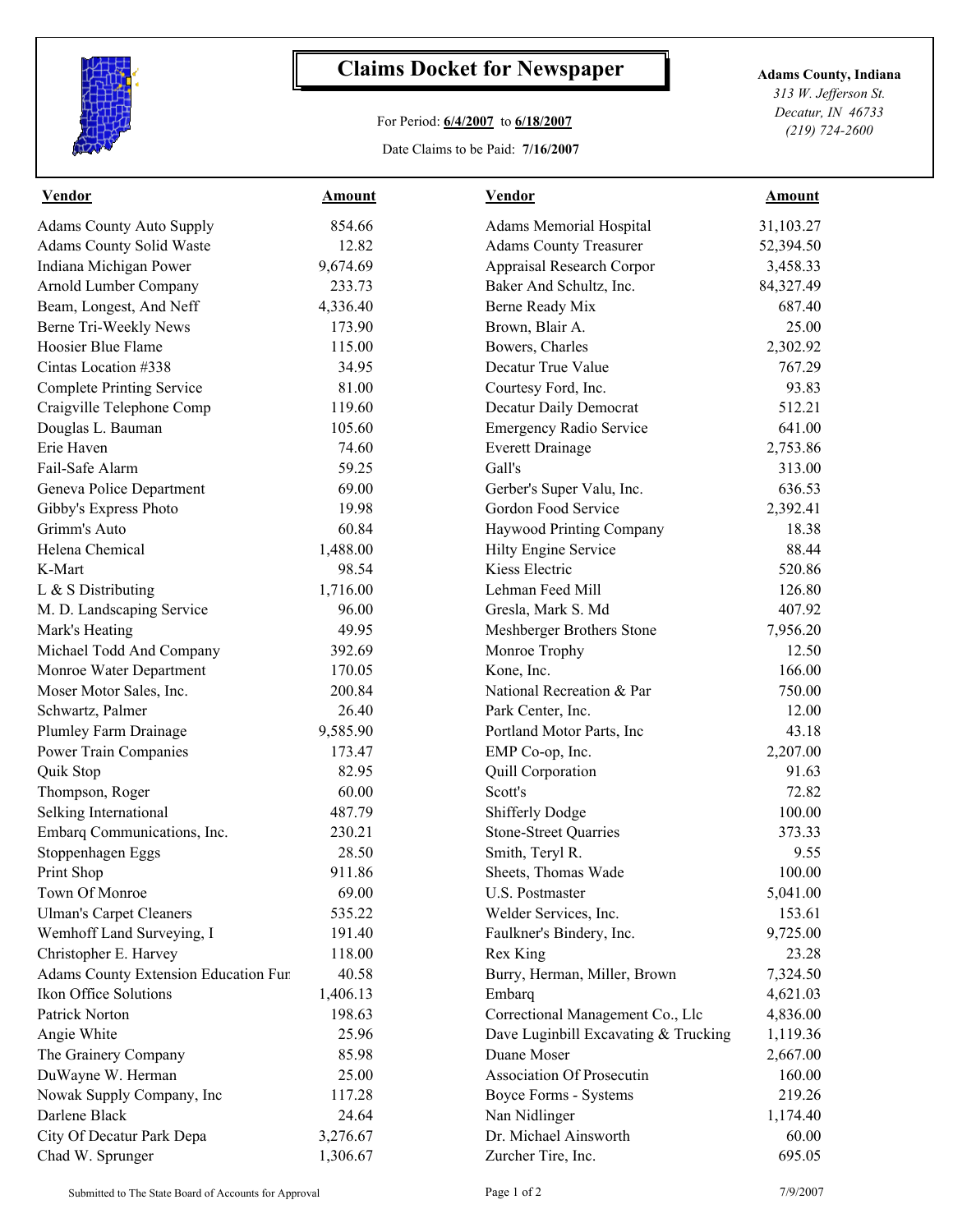# Claims Docket for Newspaper

For Period: **6/4/2007** to **6/18/2007**

Date Claims to be Paid: **7/16/2007**

**Adams County, Indiana**
*313 W. Jefferson St.*
*Decatur, IN 46733*
*(219) 724-2600*

| Vendor | Amount | Vendor | Amount |
|---|---|---|---|
| Adams County Auto Supply | 854.66 | Adams Memorial Hospital | 31,103.27 |
| Adams County Solid Waste | 12.82 | Adams County Treasurer | 52,394.50 |
| Indiana Michigan Power | 9,674.69 | Appraisal Research Corpor | 3,458.33 |
| Arnold Lumber Company | 233.73 | Baker And Schultz, Inc. | 84,327.49 |
| Beam, Longest, And Neff | 4,336.40 | Berne Ready Mix | 687.40 |
| Berne Tri-Weekly News | 173.90 | Brown, Blair A. | 25.00 |
| Hoosier Blue Flame | 115.00 | Bowers, Charles | 2,302.92 |
| Cintas Location #338 | 34.95 | Decatur True Value | 767.29 |
| Complete Printing Service | 81.00 | Courtesy Ford, Inc. | 93.83 |
| Craigville Telephone Comp | 119.60 | Decatur Daily Democrat | 512.21 |
| Douglas L. Bauman | 105.60 | Emergency Radio Service | 641.00 |
| Erie Haven | 74.60 | Everett Drainage | 2,753.86 |
| Fail-Safe Alarm | 59.25 | Gall's | 313.00 |
| Geneva Police Department | 69.00 | Gerber's Super Valu, Inc. | 636.53 |
| Gibby's Express Photo | 19.98 | Gordon Food Service | 2,392.41 |
| Grimm's Auto | 60.84 | Haywood Printing Company | 18.38 |
| Helena Chemical | 1,488.00 | Hilty Engine Service | 88.44 |
| K-Mart | 98.54 | Kiess Electric | 520.86 |
| L & S Distributing | 1,716.00 | Lehman Feed Mill | 126.80 |
| M. D. Landscaping Service | 96.00 | Gresla, Mark S. Md | 407.92 |
| Mark's Heating | 49.95 | Meshberger Brothers Stone | 7,956.20 |
| Michael Todd And Company | 392.69 | Monroe Trophy | 12.50 |
| Monroe Water Department | 170.05 | Kone, Inc. | 166.00 |
| Moser Motor Sales, Inc. | 200.84 | National Recreation & Par | 750.00 |
| Schwartz, Palmer | 26.40 | Park Center, Inc. | 12.00 |
| Plumley Farm Drainage | 9,585.90 | Portland Motor Parts, Inc | 43.18 |
| Power Train Companies | 173.47 | EMP Co-op, Inc. | 2,207.00 |
| Quik Stop | 82.95 | Quill Corporation | 91.63 |
| Thompson, Roger | 60.00 | Scott's | 72.82 |
| Selking International | 487.79 | Shifferly Dodge | 100.00 |
| Embarq Communications, Inc. | 230.21 | Stone-Street Quarries | 373.33 |
| Stoppenhagen Eggs | 28.50 | Smith, Teryl R. | 9.55 |
| Print Shop | 911.86 | Sheets, Thomas Wade | 100.00 |
| Town Of Monroe | 69.00 | U.S. Postmaster | 5,041.00 |
| Ulman's Carpet Cleaners | 535.22 | Welder Services, Inc. | 153.61 |
| Wemhoff Land Surveying, I | 191.40 | Faulkner's Bindery, Inc. | 9,725.00 |
| Christopher E. Harvey | 118.00 | Rex King | 23.28 |
| Adams County Extension Education Fur | 40.58 | Burry, Herman, Miller, Brown | 7,324.50 |
| Ikon Office Solutions | 1,406.13 | Embarq | 4,621.03 |
| Patrick Norton | 198.63 | Correctional Management Co., Llc | 4,836.00 |
| Angie White | 25.96 | Dave Luginbill Excavating & Trucking | 1,119.36 |
| The Grainery Company | 85.98 | Duane Moser | 2,667.00 |
| DuWayne W. Herman | 25.00 | Association Of Prosecutin | 160.00 |
| Nowak Supply Company, Inc | 117.28 | Boyce Forms - Systems | 219.26 |
| Darlene Black | 24.64 | Nan Nidlinger | 1,174.40 |
| City Of Decatur Park Depa | 3,276.67 | Dr. Michael Ainsworth | 60.00 |
| Chad W. Sprunger | 1,306.67 | Zurcher Tire, Inc. | 695.05 |

Submitted to The State Board of Accounts for Approval

7/9/2007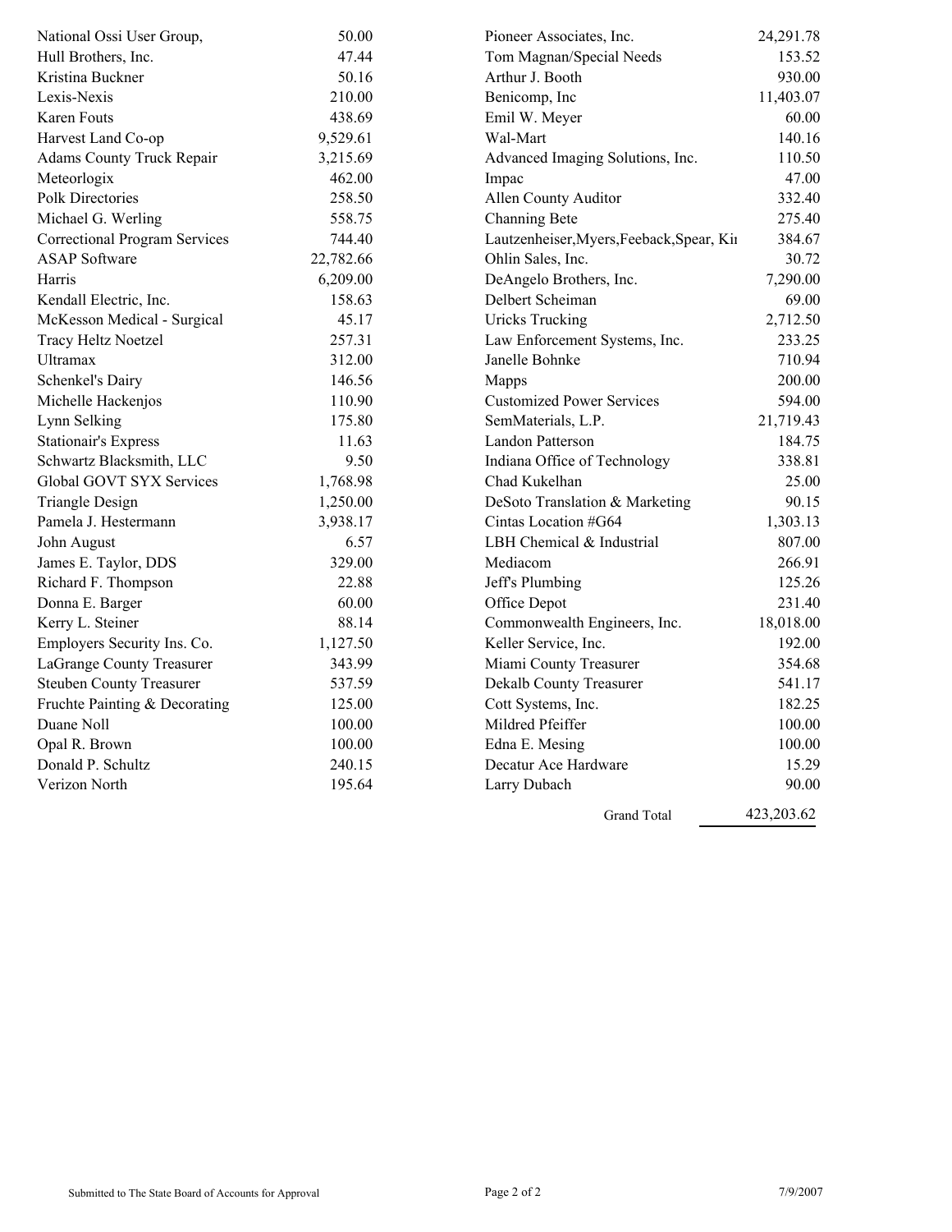| | | | |
|---|---|---|---|
| National Ossi User Group, | 50.00 | Pioneer Associates, Inc. | 24,291.78 |
| Hull Brothers, Inc. | 47.44 | Tom Magnan/Special Needs | 153.52 |
| Kristina Buckner | 50.16 | Arthur J. Booth | 930.00 |
| Lexis-Nexis | 210.00 | Benicomp, Inc | 11,403.07 |
| Karen Fouts | 438.69 | Emil W. Meyer | 60.00 |
| Harvest Land Co-op | 9,529.61 | Wal-Mart | 140.16 |
| Adams County Truck Repair | 3,215.69 | Advanced Imaging Solutions, Inc. | 110.50 |
| Meteorlogix | 462.00 | Impac | 47.00 |
| Polk Directories | 258.50 | Allen County Auditor | 332.40 |
| Michael G. Werling | 558.75 | Channing Bete | 275.40 |
| Correctional Program Services | 744.40 | Lautzenheiser,Myers,Feeback,Spear, Kir | 384.67 |
| ASAP Software | 22,782.66 | Ohlin Sales, Inc. | 30.72 |
| Harris | 6,209.00 | DeAngelo Brothers, Inc. | 7,290.00 |
| Kendall Electric, Inc. | 158.63 | Delbert Scheiman | 69.00 |
| McKesson Medical - Surgical | 45.17 | Uricks Trucking | 2,712.50 |
| Tracy Heltz Noetzel | 257.31 | Law Enforcement Systems, Inc. | 233.25 |
| Ultramax | 312.00 | Janelle Bohnke | 710.94 |
| Schenkel's Dairy | 146.56 | Mapps | 200.00 |
| Michelle Hackenjos | 110.90 | Customized Power Services | 594.00 |
| Lynn Selking | 175.80 | SemMaterials, L.P. | 21,719.43 |
| Stationair's Express | 11.63 | Landon Patterson | 184.75 |
| Schwartz Blacksmith, LLC | 9.50 | Indiana Office of Technology | 338.81 |
| Global GOVT SYX Services | 1,768.98 | Chad Kukelhan | 25.00 |
| Triangle Design | 1,250.00 | DeSoto Translation & Marketing | 90.15 |
| Pamela J. Hestermann | 3,938.17 | Cintas Location #G64 | 1,303.13 |
| John August | 6.57 | LBH Chemical & Industrial | 807.00 |
| James E. Taylor, DDS | 329.00 | Mediacom | 266.91 |
| Richard F. Thompson | 22.88 | Jeff's Plumbing | 125.26 |
| Donna E. Barger | 60.00 | Office Depot | 231.40 |
| Kerry L. Steiner | 88.14 | Commonwealth Engineers, Inc. | 18,018.00 |
| Employers Security Ins. Co. | 1,127.50 | Keller Service, Inc. | 192.00 |
| LaGrange County Treasurer | 343.99 | Miami County Treasurer | 354.68 |
| Steuben County Treasurer | 537.59 | Dekalb County Treasurer | 541.17 |
| Fruchte Painting & Decorating | 125.00 | Cott Systems, Inc. | 182.25 |
| Duane Noll | 100.00 | Mildred Pfeiffer | 100.00 |
| Opal R. Brown | 100.00 | Edna E. Mesing | 100.00 |
| Donald P. Schultz | 240.15 | Decatur Ace Hardware | 15.29 |
| Verizon North | 195.64 | Larry Dubach | 90.00 |
| | | Grand Total | 423,203.62 |

Submitted to The State Board of Accounts for Approval

7/9/2007